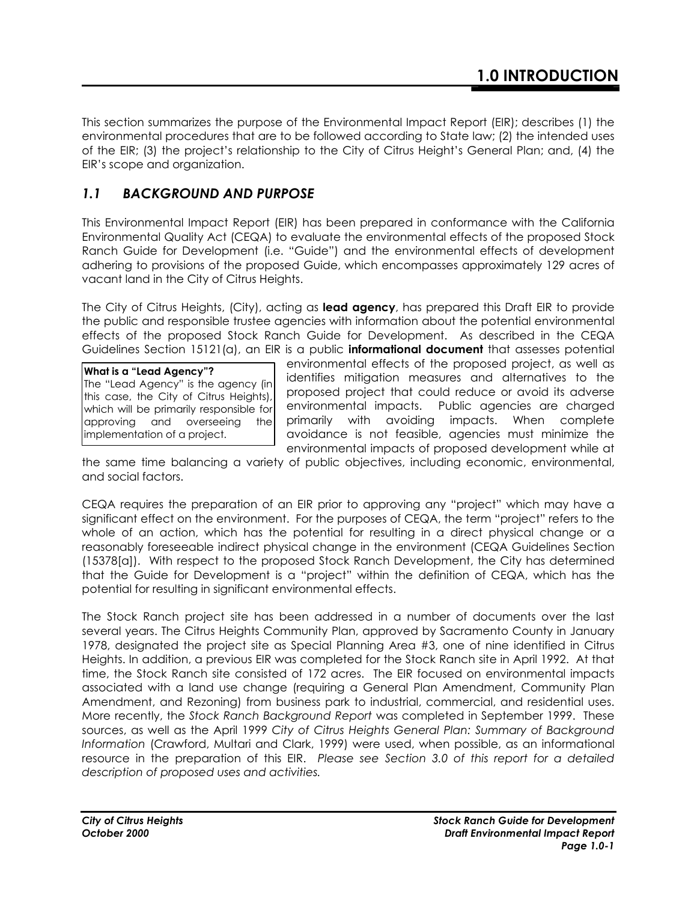# 1.0 INTRODUCTION

This section summarizes the purpose of the Environmental Impact Report (EIR); describes (1) the environmental procedures that are to be followed according to State law; (2) the intended uses of the EIR; (3) the project's relationship to the City of Citrus Height's General Plan; and, (4) the EIR's scope and organization.

## *1.1 BACKGROUND AND PURPOSE*

This Environmental Impact Report (EIR) has been prepared in conformance with the California Environmental Quality Act (CEQA) to evaluate the environmental effects of the proposed Stock Ranch Guide for Development (i.e. "Guide") and the environmental effects of development adhering to provisions of the proposed Guide, which encompasses approximately 129 acres of vacant land in the City of Citrus Heights.

The City of Citrus Heights, (City), acting as **lead agency**, has prepared this Draft EIR to provide the public and responsible trustee agencies with information about the potential environmental effects of the proposed Stock Ranch Guide for Development. As described in the CEQA Guidelines Section 15121(a), an EIR is a public **informational document** that assesses potential environmental effects of the proposed project, as well as identifies mitigation measures and alternatives to the proposed project that could reduce or avoid its adverse environmental impacts. Public agencies are charged primarily with avoiding impacts. When complete avoidance is not feasible, agencies must minimize the environmental impacts of proposed development while at the same time balancing a variety of public objectives, including economic, environmental, and social factors.

> **What is a "Lead Agency"?**
> The "Lead Agency" is the agency (in this case, the City of Citrus Heights), which will be primarily responsible for approving and overseeing the implementation of a project.

CEQA requires the preparation of an EIR prior to approving any "project" which may have a significant effect on the environment. For the purposes of CEQA, the term "project" refers to the whole of an action, which has the potential for resulting in a direct physical change or a reasonably foreseeable indirect physical change in the environment (CEQA Guidelines Section (15378[a]). With respect to the proposed Stock Ranch Development, the City has determined that the Guide for Development is a "project" within the definition of CEQA, which has the potential for resulting in significant environmental effects.

The Stock Ranch project site has been addressed in a number of documents over the last several years. The Citrus Heights Community Plan, approved by Sacramento County in January 1978, designated the project site as Special Planning Area #3, one of nine identified in Citrus Heights. In addition, a previous EIR was completed for the Stock Ranch site in April 1992. At that time, the Stock Ranch site consisted of 172 acres. The EIR focused on environmental impacts associated with a land use change (requiring a General Plan Amendment, Community Plan Amendment, and Rezoning) from business park to industrial, commercial, and residential uses. More recently, the *Stock Ranch Background Report* was completed in September 1999. These sources, as well as the April 1999 *City of Citrus Heights General Plan: Summary of Background Information* (Crawford, Multari and Clark, 1999) were used, when possible, as an informational resource in the preparation of this EIR. *Please see Section 3.0 of this report for a detailed description of proposed uses and activities.*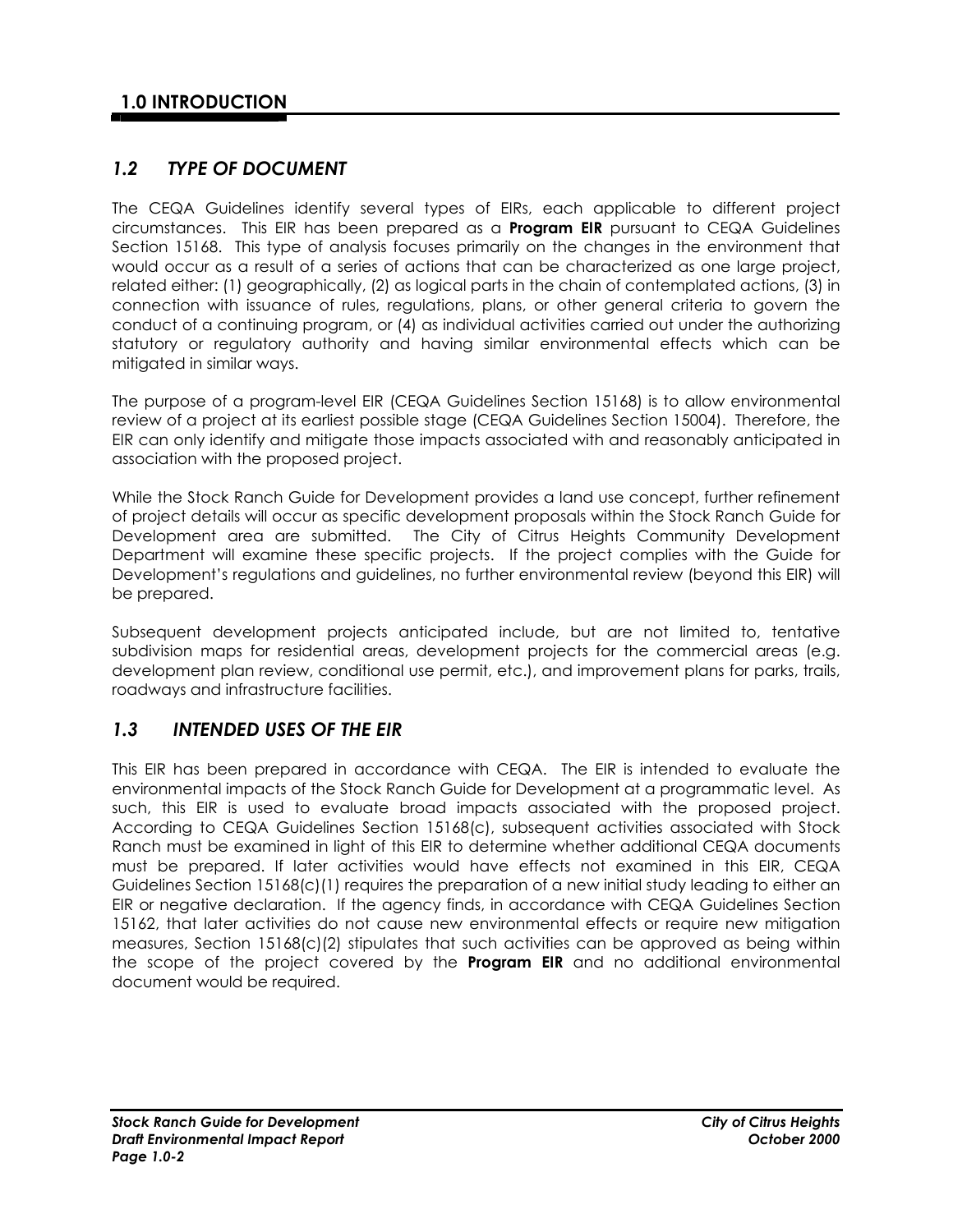# 1.0 INTRODUCTION

## *1.2 TYPE OF DOCUMENT*

The CEQA Guidelines identify several types of EIRs, each applicable to different project circumstances. This EIR has been prepared as a **Program EIR** pursuant to CEQA Guidelines Section 15168. This type of analysis focuses primarily on the changes in the environment that would occur as a result of a series of actions that can be characterized as one large project, related either: (1) geographically, (2) as logical parts in the chain of contemplated actions, (3) in connection with issuance of rules, regulations, plans, or other general criteria to govern the conduct of a continuing program, or (4) as individual activities carried out under the authorizing statutory or regulatory authority and having similar environmental effects which can be mitigated in similar ways.

The purpose of a program-level EIR (CEQA Guidelines Section 15168) is to allow environmental review of a project at its earliest possible stage (CEQA Guidelines Section 15004). Therefore, the EIR can only identify and mitigate those impacts associated with and reasonably anticipated in association with the proposed project.

While the Stock Ranch Guide for Development provides a land use concept, further refinement of project details will occur as specific development proposals within the Stock Ranch Guide for Development area are submitted. The City of Citrus Heights Community Development Department will examine these specific projects. If the project complies with the Guide for Development's regulations and guidelines, no further environmental review (beyond this EIR) will be prepared.

Subsequent development projects anticipated include, but are not limited to, tentative subdivision maps for residential areas, development projects for the commercial areas (e.g. development plan review, conditional use permit, etc.), and improvement plans for parks, trails, roadways and infrastructure facilities.

## *1.3 INTENDED USES OF THE EIR*

This EIR has been prepared in accordance with CEQA. The EIR is intended to evaluate the environmental impacts of the Stock Ranch Guide for Development at a programmatic level. As such, this EIR is used to evaluate broad impacts associated with the proposed project. According to CEQA Guidelines Section 15168(c), subsequent activities associated with Stock Ranch must be examined in light of this EIR to determine whether additional CEQA documents must be prepared. If later activities would have effects not examined in this EIR, CEQA Guidelines Section 15168(c)(1) requires the preparation of a new initial study leading to either an EIR or negative declaration. If the agency finds, in accordance with CEQA Guidelines Section 15162, that later activities do not cause new environmental effects or require new mitigation measures, Section 15168(c)(2) stipulates that such activities can be approved as being within the scope of the project covered by the **Program EIR** and no additional environmental document would be required.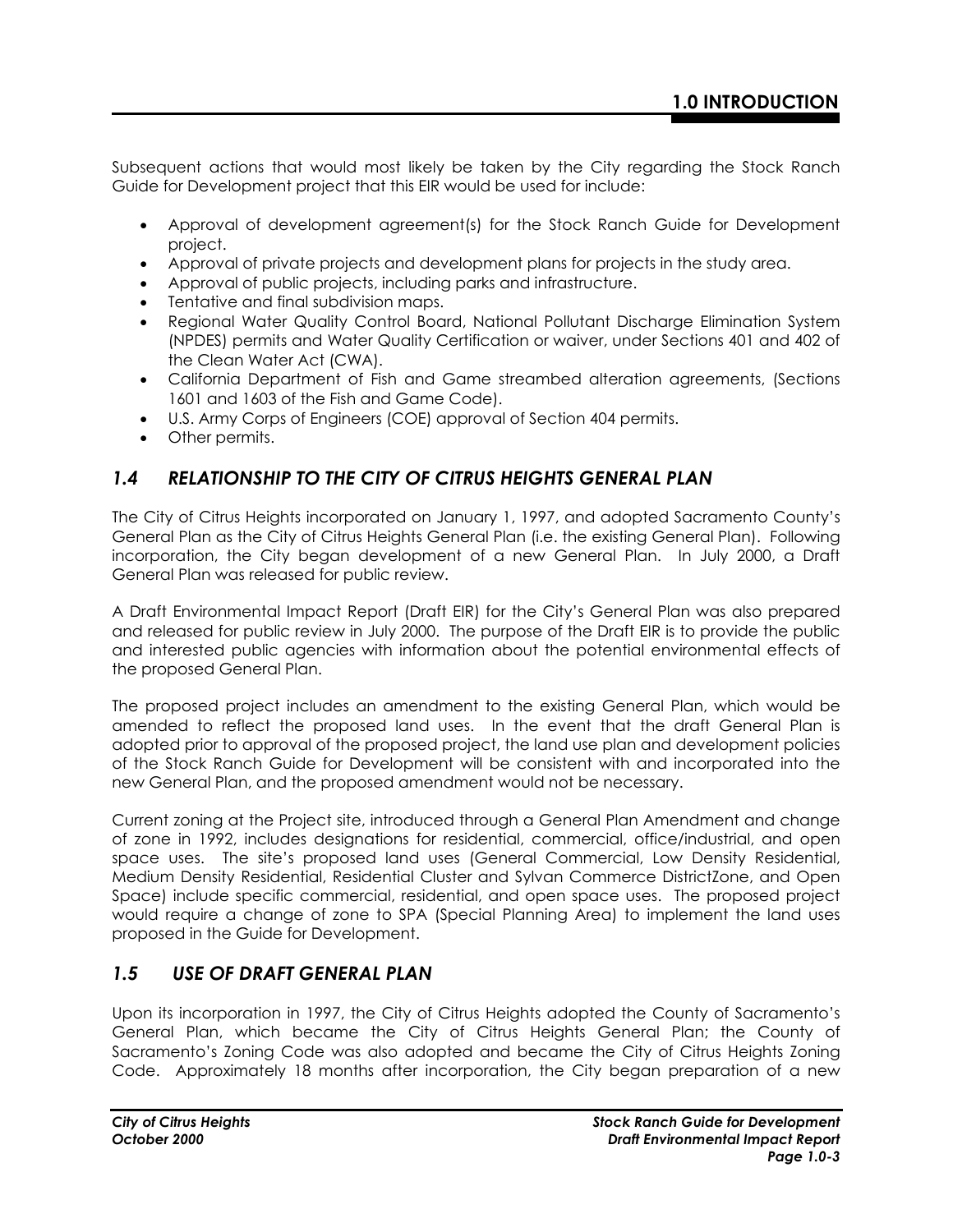Subsequent actions that would most likely be taken by the City regarding the Stock Ranch Guide for Development project that this EIR would be used for include:

- Approval of development agreement(s) for the Stock Ranch Guide for Development project.
- Approval of private projects and development plans for projects in the study area.
- Approval of public projects, including parks and infrastructure.
- Tentative and final subdivision maps.
- Regional Water Quality Control Board, National Pollutant Discharge Elimination System (NPDES) permits and Water Quality Certification or waiver, under Sections 401 and 402 of the Clean Water Act (CWA).
- California Department of Fish and Game streambed alteration agreements, (Sections 1601 and 1603 of the Fish and Game Code).
- U.S. Army Corps of Engineers (COE) approval of Section 404 permits.
- Other permits.

## *1.4 RELATIONSHIP TO THE CITY OF CITRUS HEIGHTS GENERAL PLAN*

The City of Citrus Heights incorporated on January 1, 1997, and adopted Sacramento County's General Plan as the City of Citrus Heights General Plan (i.e. the existing General Plan). Following incorporation, the City began development of a new General Plan. In July 2000, a Draft General Plan was released for public review.

A Draft Environmental Impact Report (Draft EIR) for the City's General Plan was also prepared and released for public review in July 2000. The purpose of the Draft EIR is to provide the public and interested public agencies with information about the potential environmental effects of the proposed General Plan.

The proposed project includes an amendment to the existing General Plan, which would be amended to reflect the proposed land uses. In the event that the draft General Plan is adopted prior to approval of the proposed project, the land use plan and development policies of the Stock Ranch Guide for Development will be consistent with and incorporated into the new General Plan, and the proposed amendment would not be necessary.

Current zoning at the Project site, introduced through a General Plan Amendment and change of zone in 1992, includes designations for residential, commercial, office/industrial, and open space uses. The site's proposed land uses (General Commercial, Low Density Residential, Medium Density Residential, Residential Cluster and Sylvan Commerce DistrictZone, and Open Space) include specific commercial, residential, and open space uses. The proposed project would require a change of zone to SPA (Special Planning Area) to implement the land uses proposed in the Guide for Development.

## *1.5 USE OF DRAFT GENERAL PLAN*

Upon its incorporation in 1997, the City of Citrus Heights adopted the County of Sacramento's General Plan, which became the City of Citrus Heights General Plan; the County of Sacramento's Zoning Code was also adopted and became the City of Citrus Heights Zoning Code. Approximately 18 months after incorporation, the City began preparation of a new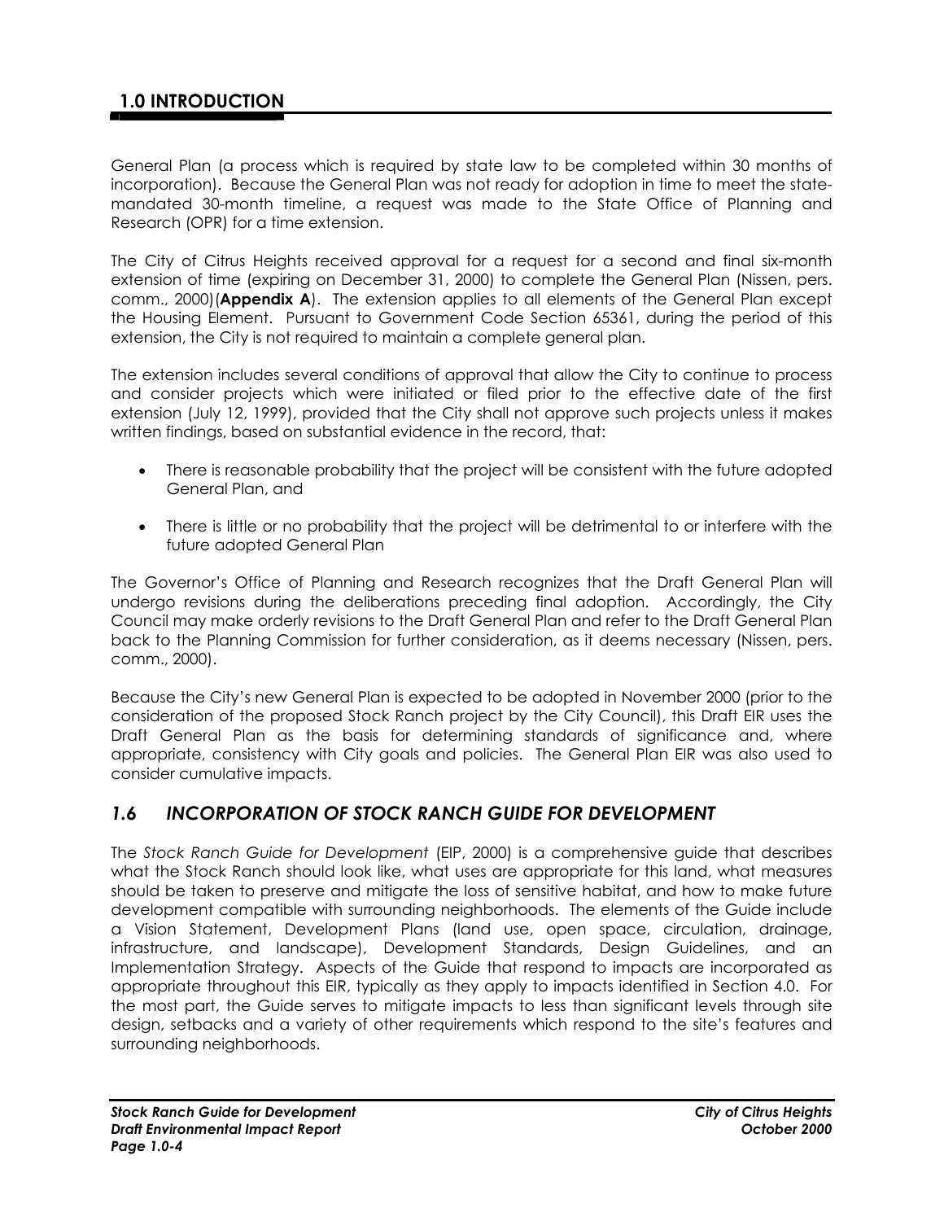General Plan (a process which is required by state law to be completed within 30 months of incorporation). Because the General Plan was not ready for adoption in time to meet the state-mandated 30-month timeline, a request was made to the State Office of Planning and Research (OPR) for a time extension.

The City of Citrus Heights received approval for a request for a second and final six-month extension of time (expiring on December 31, 2000) to complete the General Plan (Nissen, pers. comm., 2000)(**Appendix A**). The extension applies to all elements of the General Plan except the Housing Element. Pursuant to Government Code Section 65361, during the period of this extension, the City is not required to maintain a complete general plan.

The extension includes several conditions of approval that allow the City to continue to process and consider projects which were initiated or filed prior to the effective date of the first extension (July 12, 1999), provided that the City shall not approve such projects unless it makes written findings, based on substantial evidence in the record, that:

- There is reasonable probability that the project will be consistent with the future adopted General Plan, and
- There is little or no probability that the project will be detrimental to or interfere with the future adopted General Plan

The Governor's Office of Planning and Research recognizes that the Draft General Plan will undergo revisions during the deliberations preceding final adoption. Accordingly, the City Council may make orderly revisions to the Draft General Plan and refer to the Draft General Plan back to the Planning Commission for further consideration, as it deems necessary (Nissen, pers. comm., 2000).

Because the City's new General Plan is expected to be adopted in November 2000 (prior to the consideration of the proposed Stock Ranch project by the City Council), this Draft EIR uses the Draft General Plan as the basis for determining standards of significance and, where appropriate, consistency with City goals and policies. The General Plan EIR was also used to consider cumulative impacts.

## *1.6 INCORPORATION OF STOCK RANCH GUIDE FOR DEVELOPMENT*

The *Stock Ranch Guide for Development* (EIP, 2000) is a comprehensive guide that describes what the Stock Ranch should look like, what uses are appropriate for this land, what measures should be taken to preserve and mitigate the loss of sensitive habitat, and how to make future development compatible with surrounding neighborhoods. The elements of the Guide include a Vision Statement, Development Plans (land use, open space, circulation, drainage, infrastructure, and landscape), Development Standards, Design Guidelines, and an Implementation Strategy. Aspects of the Guide that respond to impacts are incorporated as appropriate throughout this EIR, typically as they apply to impacts identified in Section 4.0. For the most part, the Guide serves to mitigate impacts to less than significant levels through site design, setbacks and a variety of other requirements which respond to the site's features and surrounding neighborhoods.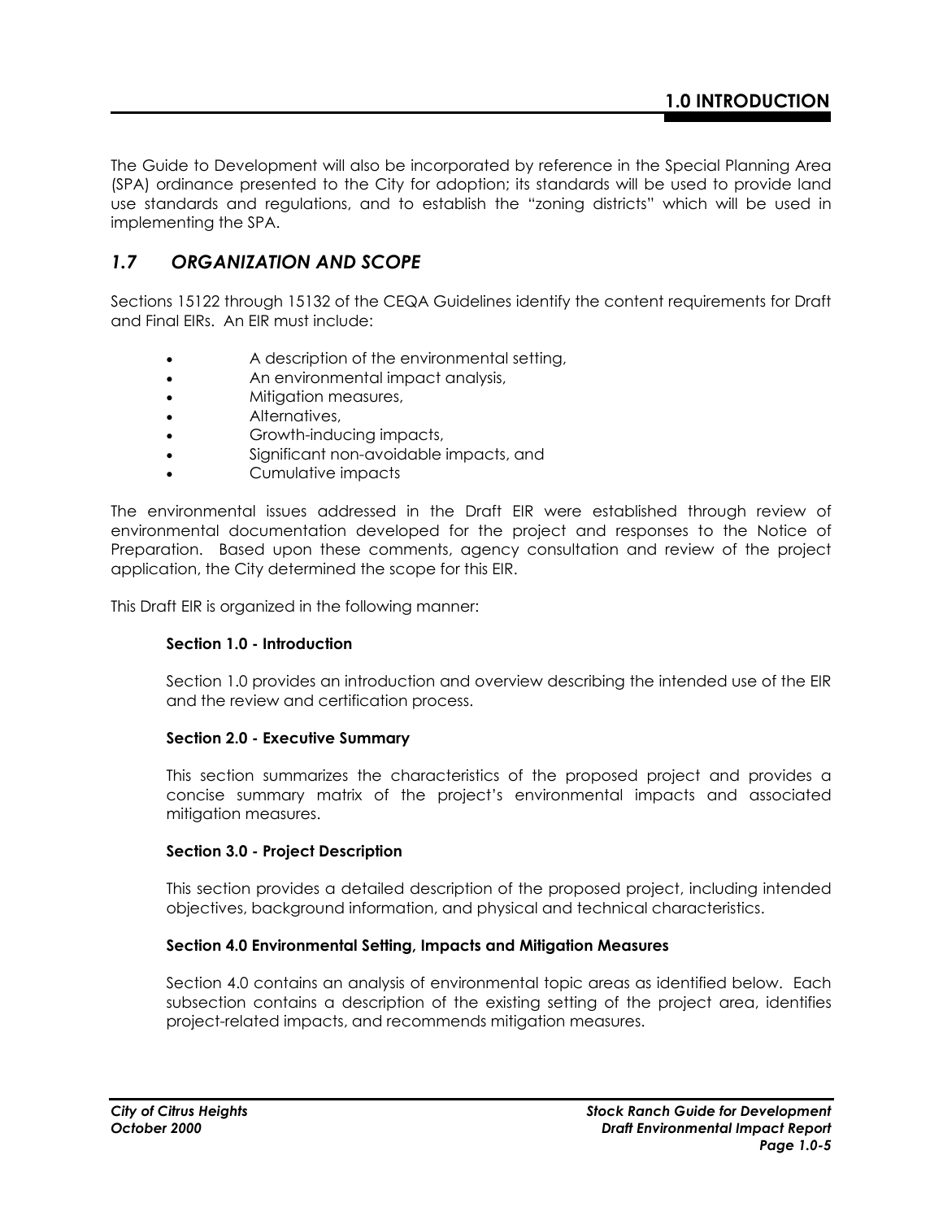The Guide to Development will also be incorporated by reference in the Special Planning Area (SPA) ordinance presented to the City for adoption; its standards will be used to provide land use standards and regulations, and to establish the "zoning districts" which will be used in implementing the SPA.

## *1.7 ORGANIZATION AND SCOPE*

Sections 15122 through 15132 of the CEQA Guidelines identify the content requirements for Draft and Final EIRs. An EIR must include:

- A description of the environmental setting,
- An environmental impact analysis,
- Mitigation measures,
- Alternatives,
- Growth-inducing impacts,
- Significant non-avoidable impacts, and
- Cumulative impacts

The environmental issues addressed in the Draft EIR were established through review of environmental documentation developed for the project and responses to the Notice of Preparation. Based upon these comments, agency consultation and review of the project application, the City determined the scope for this EIR.

This Draft EIR is organized in the following manner:

**Section 1.0 - Introduction**

Section 1.0 provides an introduction and overview describing the intended use of the EIR and the review and certification process.

**Section 2.0 - Executive Summary**

This section summarizes the characteristics of the proposed project and provides a concise summary matrix of the project's environmental impacts and associated mitigation measures.

**Section 3.0 - Project Description**

This section provides a detailed description of the proposed project, including intended objectives, background information, and physical and technical characteristics.

**Section 4.0 Environmental Setting, Impacts and Mitigation Measures**

Section 4.0 contains an analysis of environmental topic areas as identified below. Each subsection contains a description of the existing setting of the project area, identifies project-related impacts, and recommends mitigation measures.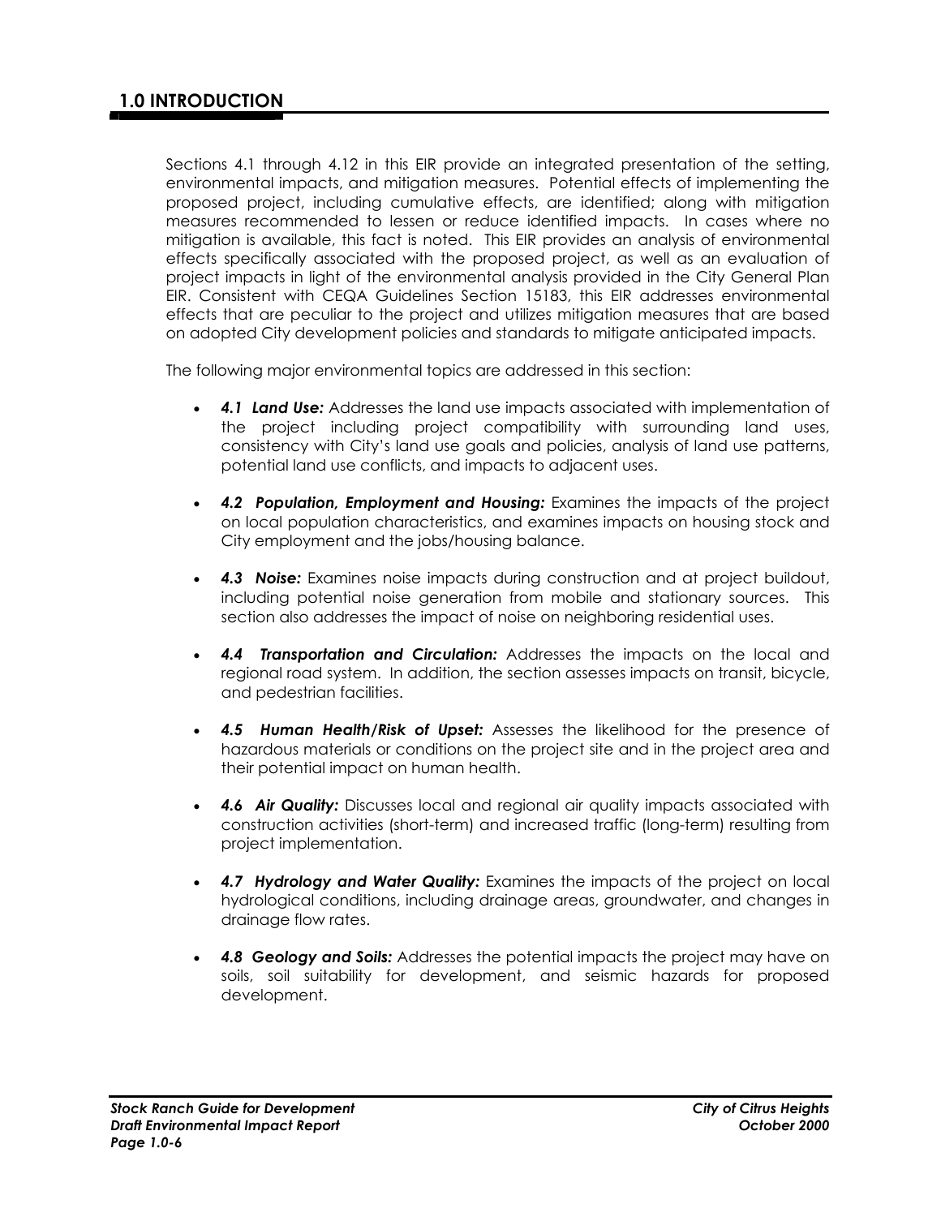# 1.0 INTRODUCTION

Sections 4.1 through 4.12 in this EIR provide an integrated presentation of the setting, environmental impacts, and mitigation measures. Potential effects of implementing the proposed project, including cumulative effects, are identified; along with mitigation measures recommended to lessen or reduce identified impacts. In cases where no mitigation is available, this fact is noted. This EIR provides an analysis of environmental effects specifically associated with the proposed project, as well as an evaluation of project impacts in light of the environmental analysis provided in the City General Plan EIR. Consistent with CEQA Guidelines Section 15183, this EIR addresses environmental effects that are peculiar to the project and utilizes mitigation measures that are based on adopted City development policies and standards to mitigate anticipated impacts.

The following major environmental topics are addressed in this section:

- ***4.1 Land Use:*** Addresses the land use impacts associated with implementation of the project including project compatibility with surrounding land uses, consistency with City's land use goals and policies, analysis of land use patterns, potential land use conflicts, and impacts to adjacent uses.
- ***4.2 Population, Employment and Housing:*** Examines the impacts of the project on local population characteristics, and examines impacts on housing stock and City employment and the jobs/housing balance.
- ***4.3 Noise:*** Examines noise impacts during construction and at project buildout, including potential noise generation from mobile and stationary sources. This section also addresses the impact of noise on neighboring residential uses.
- ***4.4 Transportation and Circulation:*** Addresses the impacts on the local and regional road system. In addition, the section assesses impacts on transit, bicycle, and pedestrian facilities.
- ***4.5 Human Health/Risk of Upset:*** Assesses the likelihood for the presence of hazardous materials or conditions on the project site and in the project area and their potential impact on human health.
- ***4.6 Air Quality:*** Discusses local and regional air quality impacts associated with construction activities (short-term) and increased traffic (long-term) resulting from project implementation.
- ***4.7 Hydrology and Water Quality:*** Examines the impacts of the project on local hydrological conditions, including drainage areas, groundwater, and changes in drainage flow rates.
- ***4.8 Geology and Soils:*** Addresses the potential impacts the project may have on soils, soil suitability for development, and seismic hazards for proposed development.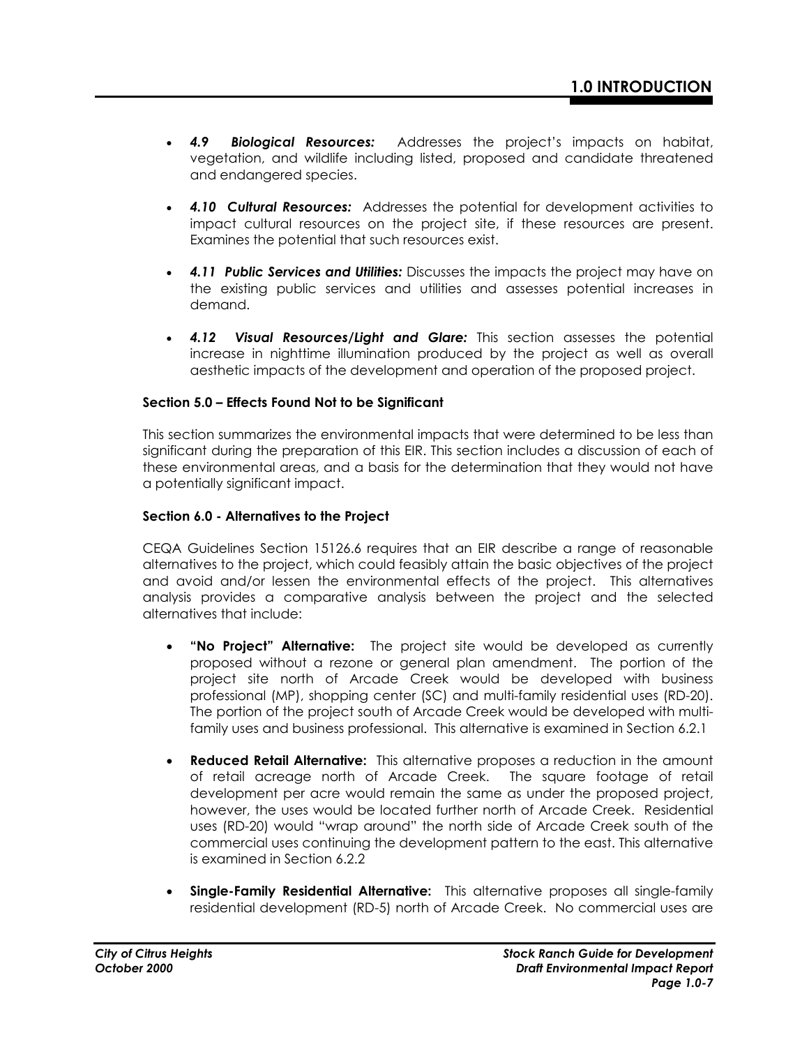- ***4.9 Biological Resources:*** Addresses the project's impacts on habitat, vegetation, and wildlife including listed, proposed and candidate threatened and endangered species.

- ***4.10 Cultural Resources:*** Addresses the potential for development activities to impact cultural resources on the project site, if these resources are present. Examines the potential that such resources exist.

- ***4.11 Public Services and Utilities:*** Discusses the impacts the project may have on the existing public services and utilities and assesses potential increases in demand.

- ***4.12 Visual Resources/Light and Glare:*** This section assesses the potential increase in nighttime illumination produced by the project as well as overall aesthetic impacts of the development and operation of the proposed project.

**Section 5.0 – Effects Found Not to be Significant**

This section summarizes the environmental impacts that were determined to be less than significant during the preparation of this EIR. This section includes a discussion of each of these environmental areas, and a basis for the determination that they would not have a potentially significant impact.

**Section 6.0 - Alternatives to the Project**

CEQA Guidelines Section 15126.6 requires that an EIR describe a range of reasonable alternatives to the project, which could feasibly attain the basic objectives of the project and avoid and/or lessen the environmental effects of the project. This alternatives analysis provides a comparative analysis between the project and the selected alternatives that include:

- **"No Project" Alternative:** The project site would be developed as currently proposed without a rezone or general plan amendment. The portion of the project site north of Arcade Creek would be developed with business professional (MP), shopping center (SC) and multi-family residential uses (RD-20). The portion of the project south of Arcade Creek would be developed with multi-family uses and business professional. This alternative is examined in Section 6.2.1

- **Reduced Retail Alternative:** This alternative proposes a reduction in the amount of retail acreage north of Arcade Creek. The square footage of retail development per acre would remain the same as under the proposed project, however, the uses would be located further north of Arcade Creek. Residential uses (RD-20) would "wrap around" the north side of Arcade Creek south of the commercial uses continuing the development pattern to the east. This alternative is examined in Section 6.2.2

- **Single-Family Residential Alternative:** This alternative proposes all single-family residential development (RD-5) north of Arcade Creek. No commercial uses are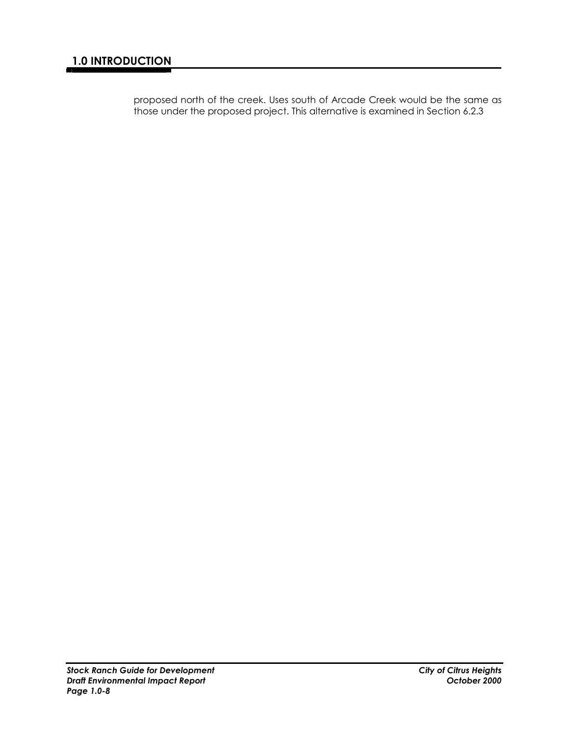proposed north of the creek. Uses south of Arcade Creek would be the same as those under the proposed project. This alternative is examined in Section 6.2.3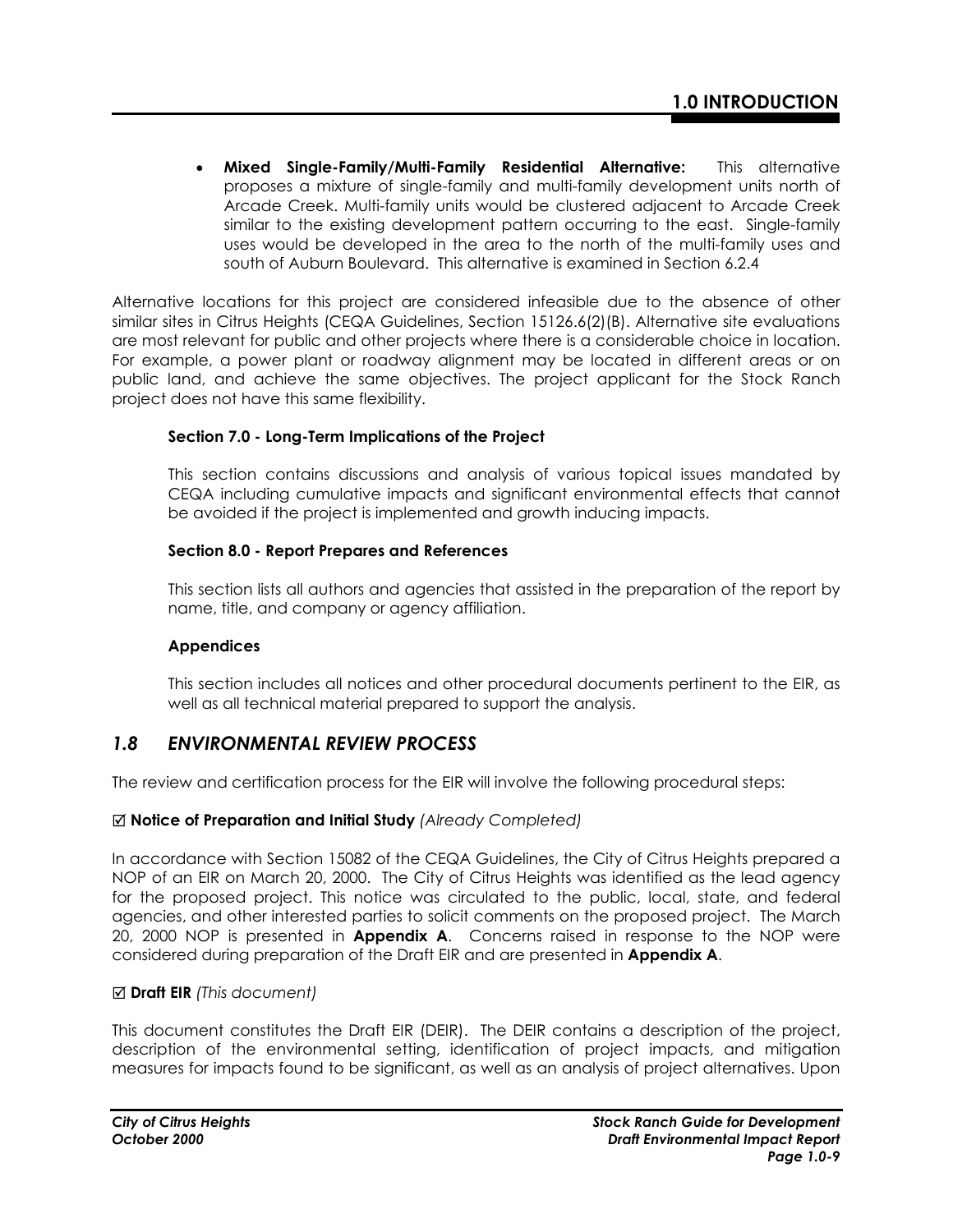- **Mixed Single-Family/Multi-Family Residential Alternative:** This alternative proposes a mixture of single-family and multi-family development units north of Arcade Creek. Multi-family units would be clustered adjacent to Arcade Creek similar to the existing development pattern occurring to the east. Single-family uses would be developed in the area to the north of the multi-family uses and south of Auburn Boulevard. This alternative is examined in Section 6.2.4

Alternative locations for this project are considered infeasible due to the absence of other similar sites in Citrus Heights (CEQA Guidelines, Section 15126.6(2)(B). Alternative site evaluations are most relevant for public and other projects where there is a considerable choice in location. For example, a power plant or roadway alignment may be located in different areas or on public land, and achieve the same objectives. The project applicant for the Stock Ranch project does not have this same flexibility.

**Section 7.0 - Long-Term Implications of the Project**

This section contains discussions and analysis of various topical issues mandated by CEQA including cumulative impacts and significant environmental effects that cannot be avoided if the project is implemented and growth inducing impacts.

**Section 8.0 - Report Prepares and References**

This section lists all authors and agencies that assisted in the preparation of the report by name, title, and company or agency affiliation.

**Appendices**

This section includes all notices and other procedural documents pertinent to the EIR, as well as all technical material prepared to support the analysis.

## *1.8 ENVIRONMENTAL REVIEW PROCESS*

The review and certification process for the EIR will involve the following procedural steps:

☑ **Notice of Preparation and Initial Study** *(Already Completed)*

In accordance with Section 15082 of the CEQA Guidelines, the City of Citrus Heights prepared a NOP of an EIR on March 20, 2000. The City of Citrus Heights was identified as the lead agency for the proposed project. This notice was circulated to the public, local, state, and federal agencies, and other interested parties to solicit comments on the proposed project. The March 20, 2000 NOP is presented in **Appendix A**. Concerns raised in response to the NOP were considered during preparation of the Draft EIR and are presented in **Appendix A**.

☑ **Draft EIR** *(This document)*

This document constitutes the Draft EIR (DEIR). The DEIR contains a description of the project, description of the environmental setting, identification of project impacts, and mitigation measures for impacts found to be significant, as well as an analysis of project alternatives. Upon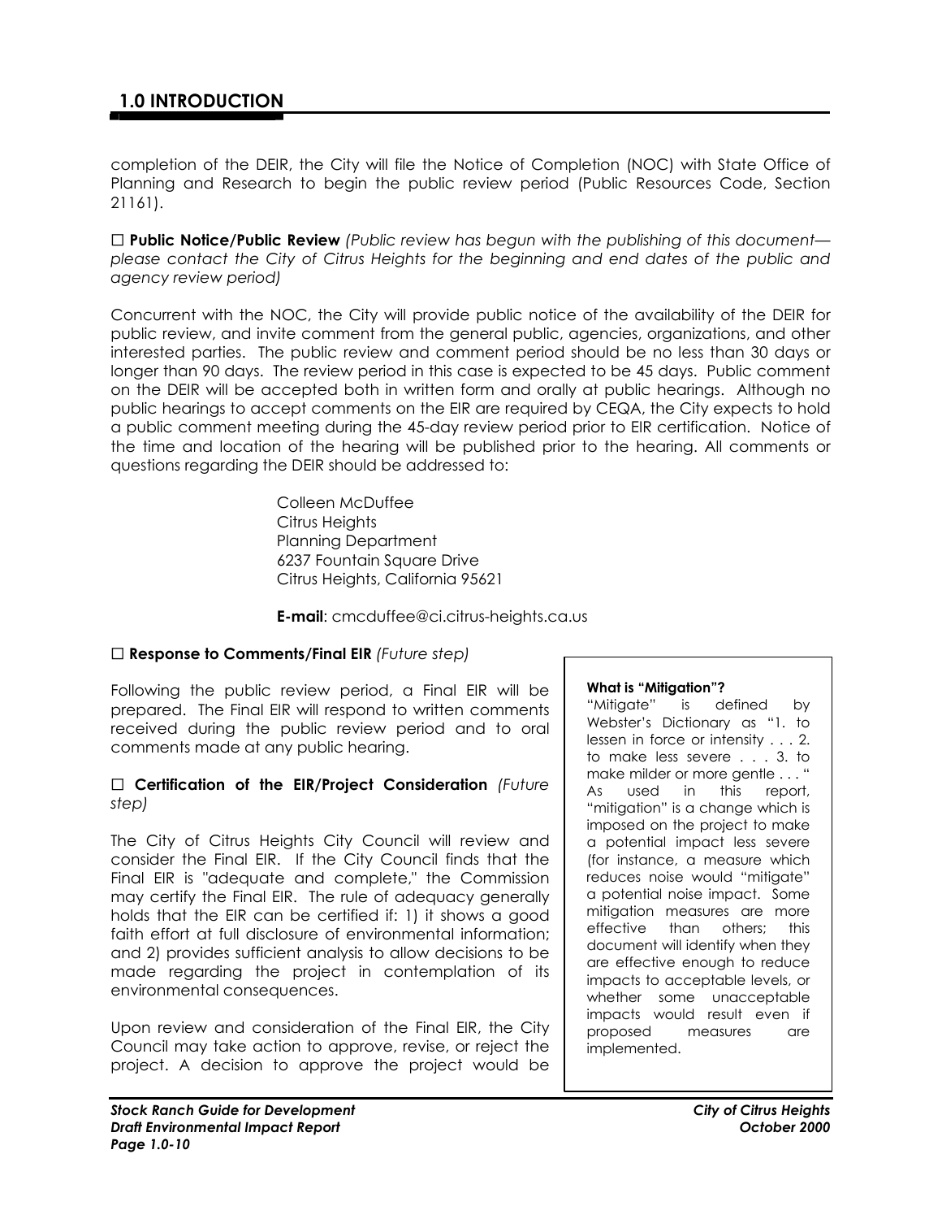completion of the DEIR, the City will file the Notice of Completion (NOC) with State Office of Planning and Research to begin the public review period (Public Resources Code, Section 21161).

☐ **Public Notice/Public Review** *(Public review has begun with the publishing of this document—please contact the City of Citrus Heights for the beginning and end dates of the public and agency review period)*

Concurrent with the NOC, the City will provide public notice of the availability of the DEIR for public review, and invite comment from the general public, agencies, organizations, and other interested parties. The public review and comment period should be no less than 30 days or longer than 90 days. The review period in this case is expected to be 45 days. Public comment on the DEIR will be accepted both in written form and orally at public hearings. Although no public hearings to accept comments on the EIR are required by CEQA, the City expects to hold a public comment meeting during the 45-day review period prior to EIR certification. Notice of the time and location of the hearing will be published prior to the hearing. All comments or questions regarding the DEIR should be addressed to:

Colleen McDuffee
Citrus Heights
Planning Department
6237 Fountain Square Drive
Citrus Heights, California 95621

**E-mail**: cmcduffee@ci.citrus-heights.ca.us

☐ **Response to Comments/Final EIR** *(Future step)*

Following the public review period, a Final EIR will be prepared. The Final EIR will respond to written comments received during the public review period and to oral comments made at any public hearing.

☐ **Certification of the EIR/Project Consideration** *(Future step)*

The City of Citrus Heights City Council will review and consider the Final EIR. If the City Council finds that the Final EIR is "adequate and complete," the Commission may certify the Final EIR. The rule of adequacy generally holds that the EIR can be certified if: 1) it shows a good faith effort at full disclosure of environmental information; and 2) provides sufficient analysis to allow decisions to be made regarding the project in contemplation of its environmental consequences.

Upon review and consideration of the Final EIR, the City Council may take action to approve, revise, or reject the project. A decision to approve the project would be

> **What is "Mitigation"?**
> "Mitigate" is defined by Webster's Dictionary as "1. to lessen in force or intensity . . . 2. to make less severe . . . 3. to make milder or more gentle . . . " As used in this report, "mitigation" is a change which is imposed on the project to make a potential impact less severe (for instance, a measure which reduces noise would "mitigate" a potential noise impact. Some mitigation measures are more effective than others; this document will identify when they are effective enough to reduce impacts to acceptable levels, or whether some unacceptable impacts would result even if proposed measures are implemented.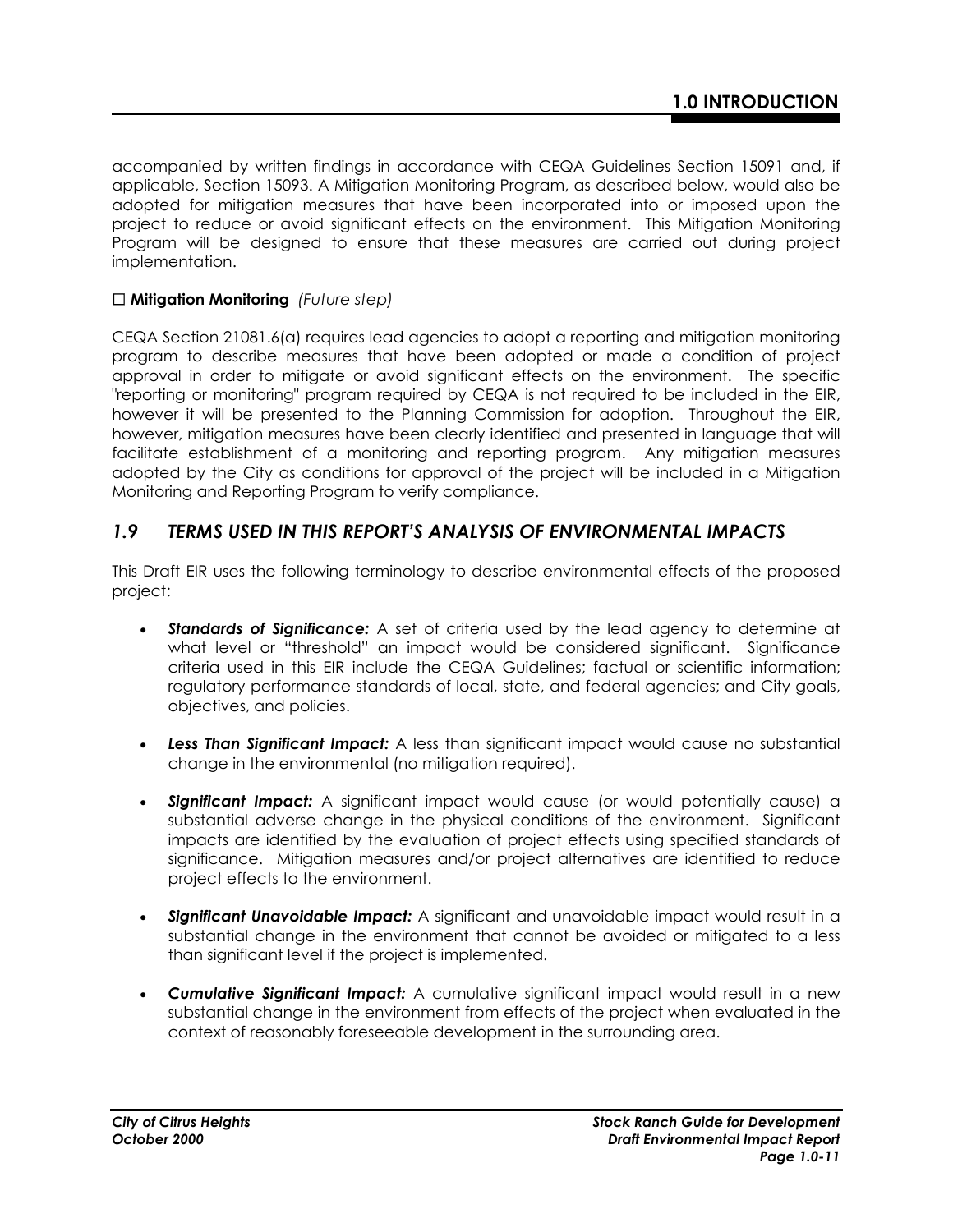accompanied by written findings in accordance with CEQA Guidelines Section 15091 and, if applicable, Section 15093. A Mitigation Monitoring Program, as described below, would also be adopted for mitigation measures that have been incorporated into or imposed upon the project to reduce or avoid significant effects on the environment. This Mitigation Monitoring Program will be designed to ensure that these measures are carried out during project implementation.

☐ **Mitigation Monitoring** *(Future step)*

CEQA Section 21081.6(a) requires lead agencies to adopt a reporting and mitigation monitoring program to describe measures that have been adopted or made a condition of project approval in order to mitigate or avoid significant effects on the environment. The specific "reporting or monitoring" program required by CEQA is not required to be included in the EIR, however it will be presented to the Planning Commission for adoption. Throughout the EIR, however, mitigation measures have been clearly identified and presented in language that will facilitate establishment of a monitoring and reporting program. Any mitigation measures adopted by the City as conditions for approval of the project will be included in a Mitigation Monitoring and Reporting Program to verify compliance.

## *1.9 TERMS USED IN THIS REPORT'S ANALYSIS OF ENVIRONMENTAL IMPACTS*

This Draft EIR uses the following terminology to describe environmental effects of the proposed project:

- ***Standards of Significance:*** A set of criteria used by the lead agency to determine at what level or "threshold" an impact would be considered significant. Significance criteria used in this EIR include the CEQA Guidelines; factual or scientific information; regulatory performance standards of local, state, and federal agencies; and City goals, objectives, and policies.

- ***Less Than Significant Impact:*** A less than significant impact would cause no substantial change in the environmental (no mitigation required).

- ***Significant Impact:*** A significant impact would cause (or would potentially cause) a substantial adverse change in the physical conditions of the environment. Significant impacts are identified by the evaluation of project effects using specified standards of significance. Mitigation measures and/or project alternatives are identified to reduce project effects to the environment.

- ***Significant Unavoidable Impact:*** A significant and unavoidable impact would result in a substantial change in the environment that cannot be avoided or mitigated to a less than significant level if the project is implemented.

- ***Cumulative Significant Impact:*** A cumulative significant impact would result in a new substantial change in the environment from effects of the project when evaluated in the context of reasonably foreseeable development in the surrounding area.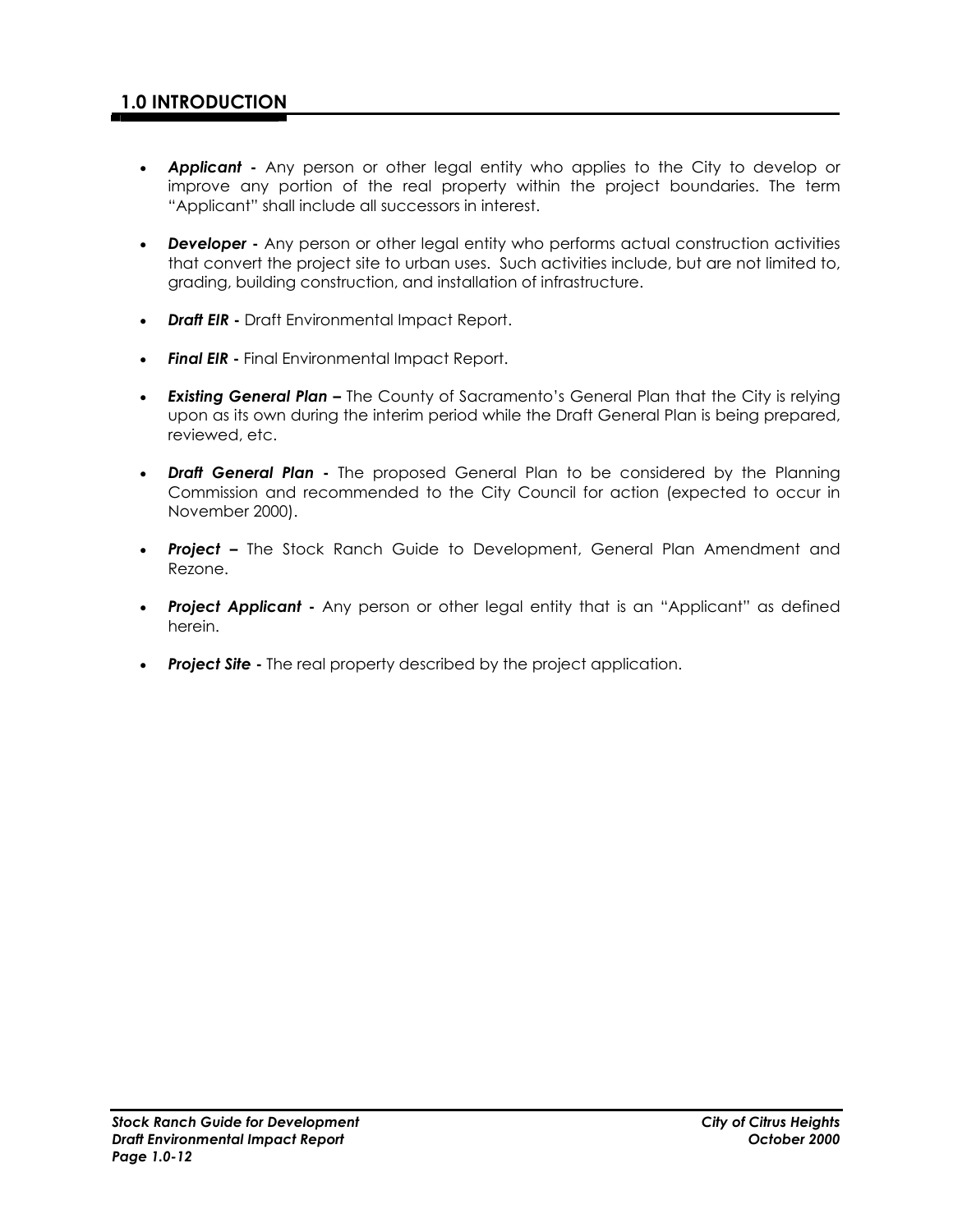- ***Applicant -*** Any person or other legal entity who applies to the City to develop or improve any portion of the real property within the project boundaries. The term "Applicant" shall include all successors in interest.

- ***Developer -*** Any person or other legal entity who performs actual construction activities that convert the project site to urban uses. Such activities include, but are not limited to, grading, building construction, and installation of infrastructure.

- ***Draft EIR -*** Draft Environmental Impact Report.

- ***Final EIR -*** Final Environmental Impact Report.

- ***Existing General Plan –*** The County of Sacramento's General Plan that the City is relying upon as its own during the interim period while the Draft General Plan is being prepared, reviewed, etc.

- ***Draft General Plan -*** The proposed General Plan to be considered by the Planning Commission and recommended to the City Council for action (expected to occur in November 2000).

- ***Project –*** The Stock Ranch Guide to Development, General Plan Amendment and Rezone.

- ***Project Applicant -*** Any person or other legal entity that is an "Applicant" as defined herein.

- ***Project Site -*** The real property described by the project application.